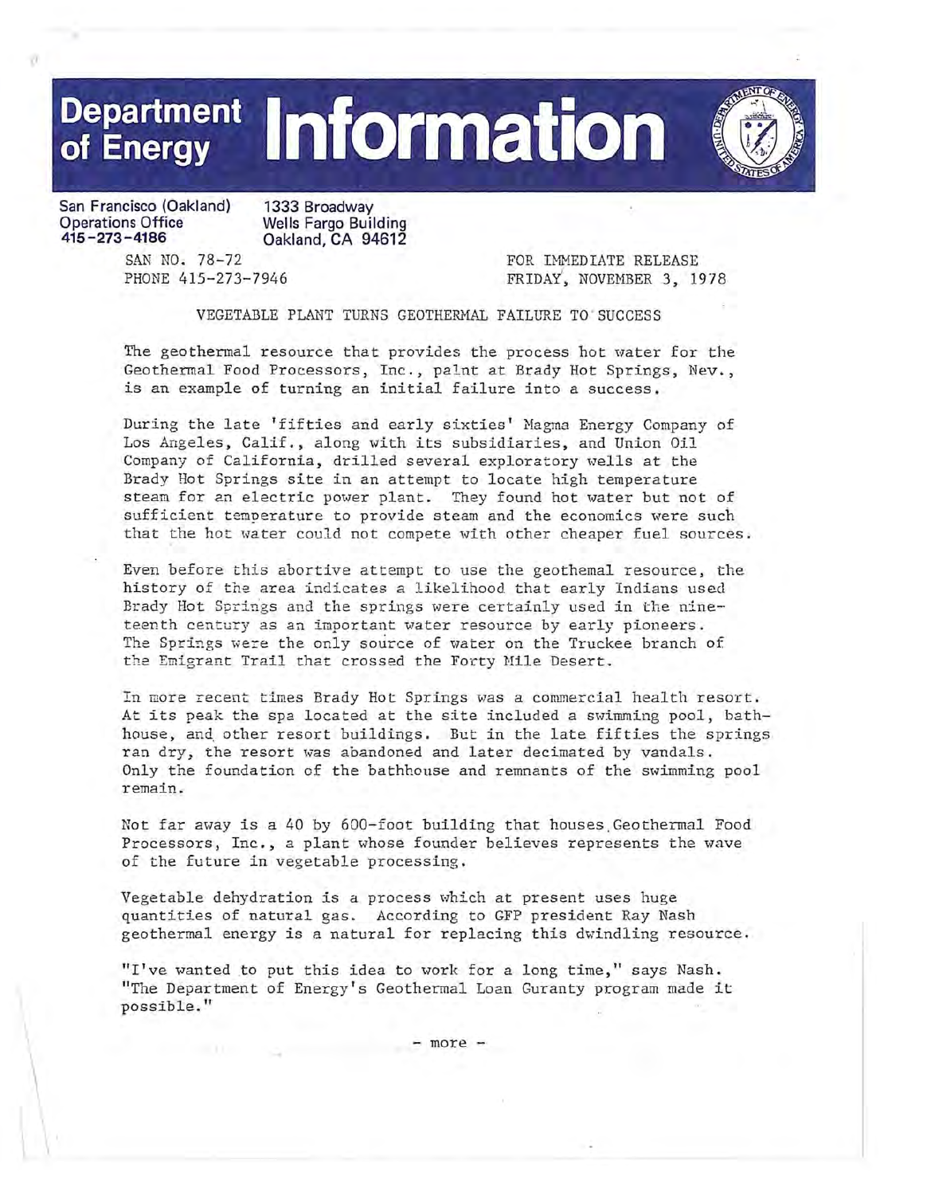# Department of Energy Information

San Francisco (Oakland)
Operations Office
415-273-4186

1333 Broadway
Wells Fargo Building
Oakland, CA 94612

SAN NO. 78-72
PHONE 415-273-7946

FOR IMMEDIATE RELEASE
FRIDAY, NOVEMBER 3, 1978

## VEGETABLE PLANT TURNS GEOTHERMAL FAILURE TO SUCCESS

The geothermal resource that provides the process hot water for the Geothermal Food Processors, Inc., palnt at Brady Hot Springs, Nev., is an example of turning an initial failure into a success.

During the late 'fifties and early sixties' Magma Energy Company of Los Angeles, Calif., along with its subsidiaries, and Union Oil Company of California, drilled several exploratory wells at the Brady Hot Springs site in an attempt to locate high temperature steam for an electric power plant. They found hot water but not of sufficient temperature to provide steam and the economics were such that the hot water could not compete with other cheaper fuel sources.

Even before this abortive attempt to use the geothemal resource, the history of the area indicates a likelihood that early Indians used Brady Hot Springs and the springs were certainly used in the nineteenth century as an important water resource by early pioneers. The Springs were the only source of water on the Truckee branch of the Emigrant Trail that crossed the Forty Mile Desert.

In more recent times Brady Hot Springs was a commercial health resort. At its peak the spa located at the site included a swimming pool, bathhouse, and other resort buildings. But in the late fifties the springs ran dry, the resort was abandoned and later decimated by vandals. Only the foundation of the bathhouse and remnants of the swimming pool remain.

Not far away is a 40 by 600-foot building that houses Geothermal Food Processors, Inc., a plant whose founder believes represents the wave of the future in vegetable processing.

Vegetable dehydration is a process which at present uses huge quantities of natural gas. According to GFP president Ray Nash geothermal energy is a natural for replacing this dwindling resource.

"I've wanted to put this idea to work for a long time," says Nash. "The Department of Energy's Geothermal Loan Guranty program made it possible."

- more -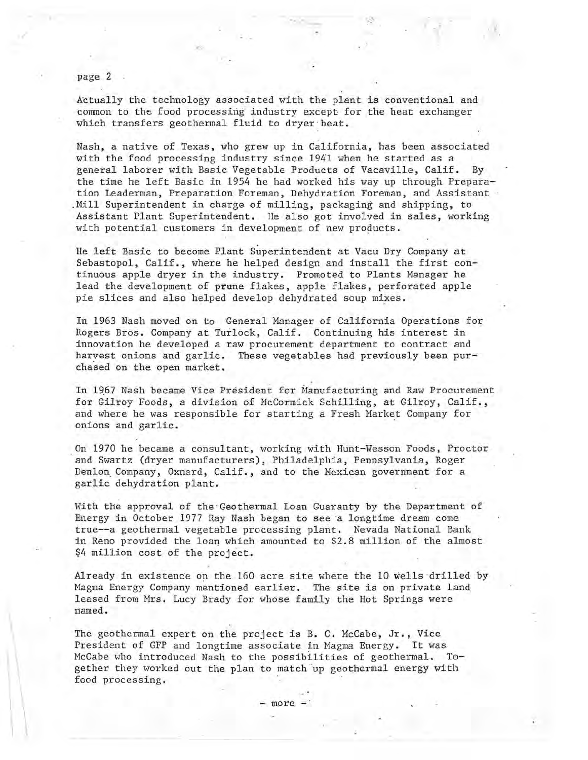Actually the technology associated with the plant is conventional and common to the food processing industry except for the heat exchanger which transfers geothermal fluid to dryer heat.

Nash, a native of Texas, who grew up in California, has been associated with the food processing industry since 1941 when he started as a general laborer with Basic Vegetable Products of Vacaville, Calif. By the time he left Basic in 1954 he had worked his way up through Preparation Leaderman, Preparation Foreman, Dehydration Foreman, and Assistant Mill Superintendent in charge of milling, packaging and shipping, to Assistant Plant Superintendent. He also got involved in sales, working with potential customers in development of new products.

He left Basic to become Plant Superintendent at Vacu Dry Company at Sebastopol, Calif., where he helped design and install the first continuous apple dryer in the industry. Promoted to Plants Manager he lead the development of prune flakes, apple flakes, perforated apple pie slices and also helped develop dehydrated soup mixes.

In 1963 Nash moved on to General Manager of California Operations for Rogers Bros. Company at Turlock, Calif. Continuing his interest in innovation he developed a raw procurement department to contract and harvest onions and garlic. These vegetables had previously been purchased on the open market.

In 1967 Nash became Vice President for Manufacturing and Raw Procurement for Gilroy Foods, a division of McCormick Schilling, at Gilroy, Calif., and where he was responsible for starting a Fresh Market Company for onions and garlic.

On 1970 he became a consultant, working with Hunt-Wesson Foods, Proctor and Swartz (dryer manufacturers), Philadelphia, Pennsylvania, Roger Denlon Company, Oxnard, Calif., and to the Mexican government for a garlic dehydration plant.

With the approval of the Geothermal Loan Guaranty by the Department of Energy in October 1977 Ray Nash began to see a longtime dream come true--a geothermal vegetable processing plant. Nevada National Bank in Reno provided the loan which amounted to $2.8 million of the almost $4 million cost of the project.

Already in existence on the 160 acre site where the 10 wells drilled by Magma Energy Company mentioned earlier. The site is on private land leased from Mrs. Lucy Brady for whose family the Hot Springs were named.

The geothermal expert on the project is B. C. McCabe, Jr., Vice President of GFP and longtime associate in Magma Energy. It was McCabe who introduced Nash to the possibilities of geothermal. Together they worked out the plan to match up geothermal energy with food processing.

- more -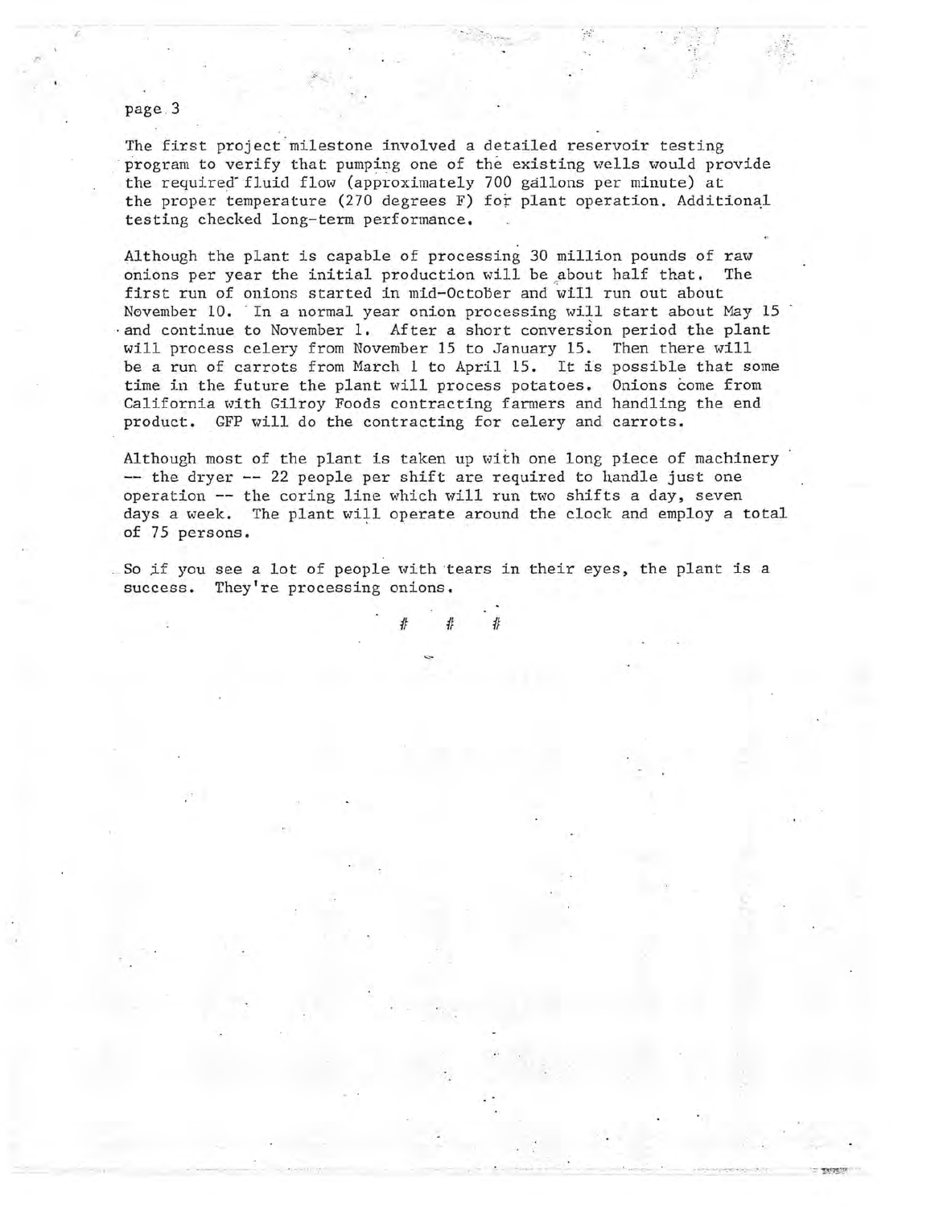The first project milestone involved a detailed reservoir testing program to verify that pumping one of the existing wells would provide the required fluid flow (approximately 700 gallons per minute) at the proper temperature (270 degrees F) for plant operation. Additional testing checked long-term performance.

Although the plant is capable of processing 30 million pounds of raw onions per year the initial production will be about half that. The first run of onions started in mid-October and will run out about November 10. In a normal year onion processing will start about May 15 and continue to November 1. After a short conversion period the plant will process celery from November 15 to January 15. Then there will be a run of carrots from March 1 to April 15. It is possible that some time in the future the plant will process potatoes. Onions come from California with Gilroy Foods contracting farmers and handling the end product. GFP will do the contracting for celery and carrots.

Although most of the plant is taken up with one long piece of machinery -- the dryer -- 22 people per shift are required to handle just one operation -- the coring line which will run two shifts a day, seven days a week. The plant will operate around the clock and employ a total of 75 persons.

So if you see a lot of people with tears in their eyes, the plant is a success. They're processing onions.

# # #